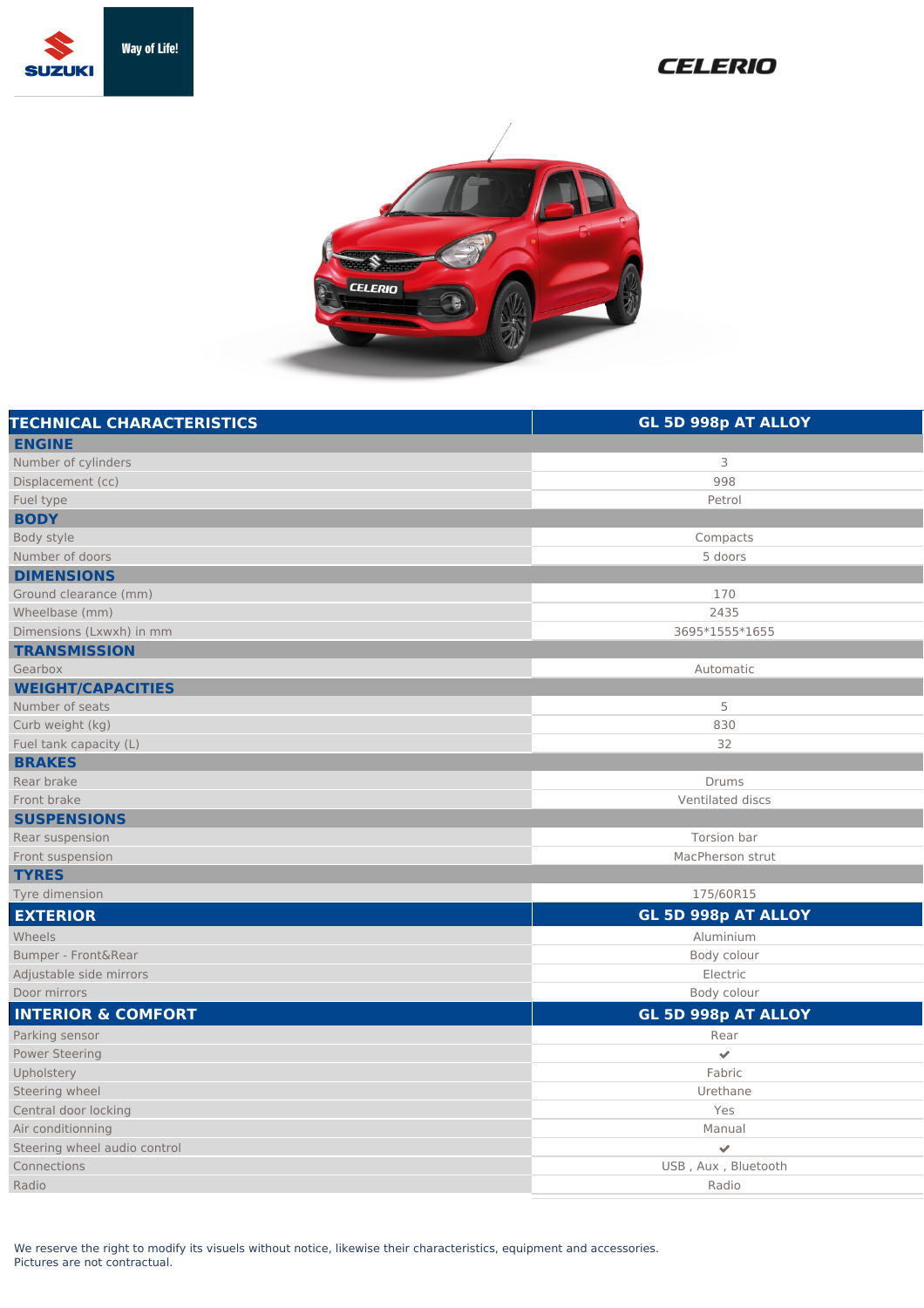Way of Life!

# CELERIO

| TECHNICAL CHARACTERISTICS | GL 5D 998p AT ALLOY |
|---|---|
| **ENGINE** | |
| Number of cylinders | 3 |
| Displacement (cc) | 998 |
| Fuel type | Petrol |
| **BODY** | |
| Body style | Compacts |
| Number of doors | 5 doors |
| **DIMENSIONS** | |
| Ground clearance (mm) | 170 |
| Wheelbase (mm) | 2435 |
| Dimensions (Lxwxh) in mm | 3695*1555*1655 |
| **TRANSMISSION** | |
| Gearbox | Automatic |
| **WEIGHT/CAPACITIES** | |
| Number of seats | 5 |
| Curb weight (kg) | 830 |
| Fuel tank capacity (L) | 32 |
| **BRAKES** | |
| Rear brake | Drums |
| Front brake | Ventilated discs |
| **SUSPENSIONS** | |
| Rear suspension | Torsion bar |
| Front suspension | MacPherson strut |
| **TYRES** | |
| Tyre dimension | 175/60R15 |

| EXTERIOR | GL 5D 998p AT ALLOY |
|---|---|
| Wheels | Aluminium |
| Bumper - Front&Rear | Body colour |
| Adjustable side mirrors | Electric |
| Door mirrors | Body colour |

| INTERIOR & COMFORT | GL 5D 998p AT ALLOY |
|---|---|
| Parking sensor | Rear |
| Power Steering | ✔ |
| Upholstery | Fabric |
| Steering wheel | Urethane |
| Central door locking | Yes |
| Air conditionning | Manual |
| Steering wheel audio control | ✔ |
| Connections | USB , Aux , Bluetooth |
| Radio | Radio |

We reserve the right to modify its visuels without notice, likewise their characteristics, equipment and accessories.
Pictures are not contractual.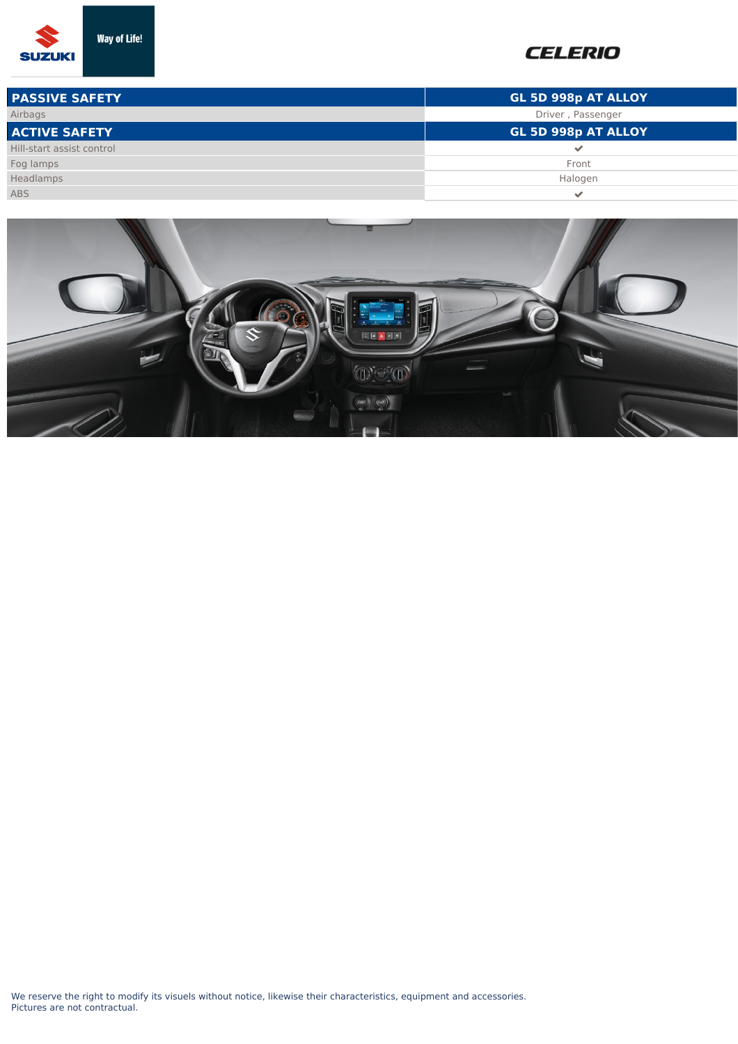| PASSIVE SAFETY | GL 5D 998p AT ALLOY |
|---|---|
| Airbags | Driver , Passenger |

| ACTIVE SAFETY | GL 5D 998p AT ALLOY |
|---|---|
| Hill-start assist control | ✔ |
| Fog lamps | Front |
| Headlamps | Halogen |
| ABS | ✔ |

We reserve the right to modify its visuels without notice, likewise their characteristics, equipment and accessories.
Pictures are not contractual.